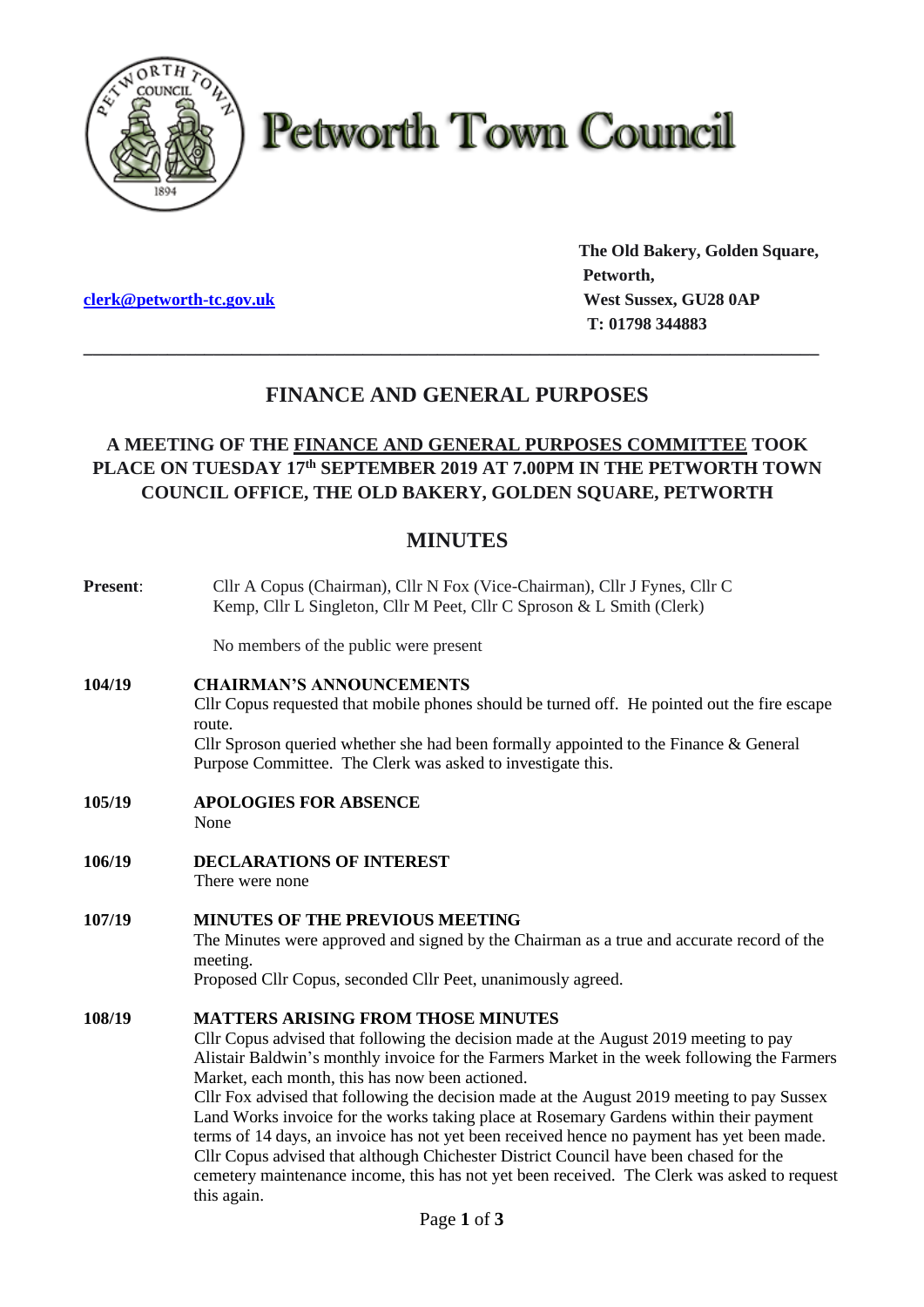# Petworth Town Council

[clerk@petworth-tc.gov.uk](mailto:clerk@petworth-tc.gov.uk)

**The Old Bakery, Golden Square,**
**Petworth,**
**West Sussex, GU28 0AP**
**T: 01798 344883**

---

## FINANCE AND GENERAL PURPOSES

### A MEETING OF THE FINANCE AND GENERAL PURPOSES COMMITTEE TOOK PLACE ON TUESDAY 17th SEPTEMBER 2019 AT 7.00PM IN THE PETWORTH TOWN COUNCIL OFFICE, THE OLD BAKERY, GOLDEN SQUARE, PETWORTH

## MINUTES

**Present**: Cllr A Copus (Chairman), Cllr N Fox (Vice-Chairman), Cllr J Fynes, Cllr C Kemp, Cllr L Singleton, Cllr M Peet, Cllr C Sproson & L Smith (Clerk)

No members of the public were present

**104/19 CHAIRMAN'S ANNOUNCEMENTS**

Cllr Copus requested that mobile phones should be turned off. He pointed out the fire escape route.

Cllr Sproson queried whether she had been formally appointed to the Finance & General Purpose Committee. The Clerk was asked to investigate this.

**105/19 APOLOGIES FOR ABSENCE**

None

**106/19 DECLARATIONS OF INTEREST**

There were none

**107/19 MINUTES OF THE PREVIOUS MEETING**

The Minutes were approved and signed by the Chairman as a true and accurate record of the meeting.

Proposed Cllr Copus, seconded Cllr Peet, unanimously agreed.

**108/19 MATTERS ARISING FROM THOSE MINUTES**

Cllr Copus advised that following the decision made at the August 2019 meeting to pay Alistair Baldwin's monthly invoice for the Farmers Market in the week following the Farmers Market, each month, this has now been actioned.

Cllr Fox advised that following the decision made at the August 2019 meeting to pay Sussex Land Works invoice for the works taking place at Rosemary Gardens within their payment terms of 14 days, an invoice has not yet been received hence no payment has yet been made.

Cllr Copus advised that although Chichester District Council have been chased for the cemetery maintenance income, this has not yet been received. The Clerk was asked to request this again.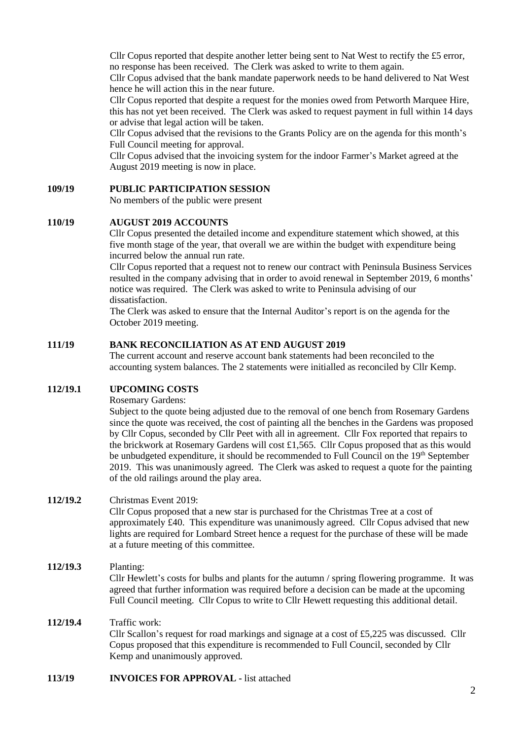Cllr Copus reported that despite another letter being sent to Nat West to rectify the £5 error, no response has been received. The Clerk was asked to write to them again.

Cllr Copus advised that the bank mandate paperwork needs to be hand delivered to Nat West hence he will action this in the near future.

Cllr Copus reported that despite a request for the monies owed from Petworth Marquee Hire, this has not yet been received. The Clerk was asked to request payment in full within 14 days or advise that legal action will be taken.

Cllr Copus advised that the revisions to the Grants Policy are on the agenda for this month's Full Council meeting for approval.

Cllr Copus advised that the invoicing system for the indoor Farmer's Market agreed at the August 2019 meeting is now in place.

**109/19 PUBLIC PARTICIPATION SESSION**

No members of the public were present

**110/19 AUGUST 2019 ACCOUNTS**

Cllr Copus presented the detailed income and expenditure statement which showed, at this five month stage of the year, that overall we are within the budget with expenditure being incurred below the annual run rate.

Cllr Copus reported that a request not to renew our contract with Peninsula Business Services resulted in the company advising that in order to avoid renewal in September 2019, 6 months' notice was required. The Clerk was asked to write to Peninsula advising of our dissatisfaction.

The Clerk was asked to ensure that the Internal Auditor's report is on the agenda for the October 2019 meeting.

**111/19 BANK RECONCILIATION AS AT END AUGUST 2019**

The current account and reserve account bank statements had been reconciled to the accounting system balances. The 2 statements were initialled as reconciled by Cllr Kemp.

**112/19.1 UPCOMING COSTS**

Rosemary Gardens:

Subject to the quote being adjusted due to the removal of one bench from Rosemary Gardens since the quote was received, the cost of painting all the benches in the Gardens was proposed by Cllr Copus, seconded by Cllr Peet with all in agreement. Cllr Fox reported that repairs to the brickwork at Rosemary Gardens will cost £1,565. Cllr Copus proposed that as this would be unbudgeted expenditure, it should be recommended to Full Council on the 19th September 2019. This was unanimously agreed. The Clerk was asked to request a quote for the painting of the old railings around the play area.

**112/19.2** Christmas Event 2019:

Cllr Copus proposed that a new star is purchased for the Christmas Tree at a cost of approximately £40. This expenditure was unanimously agreed. Cllr Copus advised that new lights are required for Lombard Street hence a request for the purchase of these will be made at a future meeting of this committee.

**112/19.3** Planting:

Cllr Hewlett's costs for bulbs and plants for the autumn / spring flowering programme. It was agreed that further information was required before a decision can be made at the upcoming Full Council meeting. Cllr Copus to write to Cllr Hewett requesting this additional detail.

**112/19.4** Traffic work:

Cllr Scallon's request for road markings and signage at a cost of £5,225 was discussed. Cllr Copus proposed that this expenditure is recommended to Full Council, seconded by Cllr Kemp and unanimously approved.

**113/19 INVOICES FOR APPROVAL -** list attached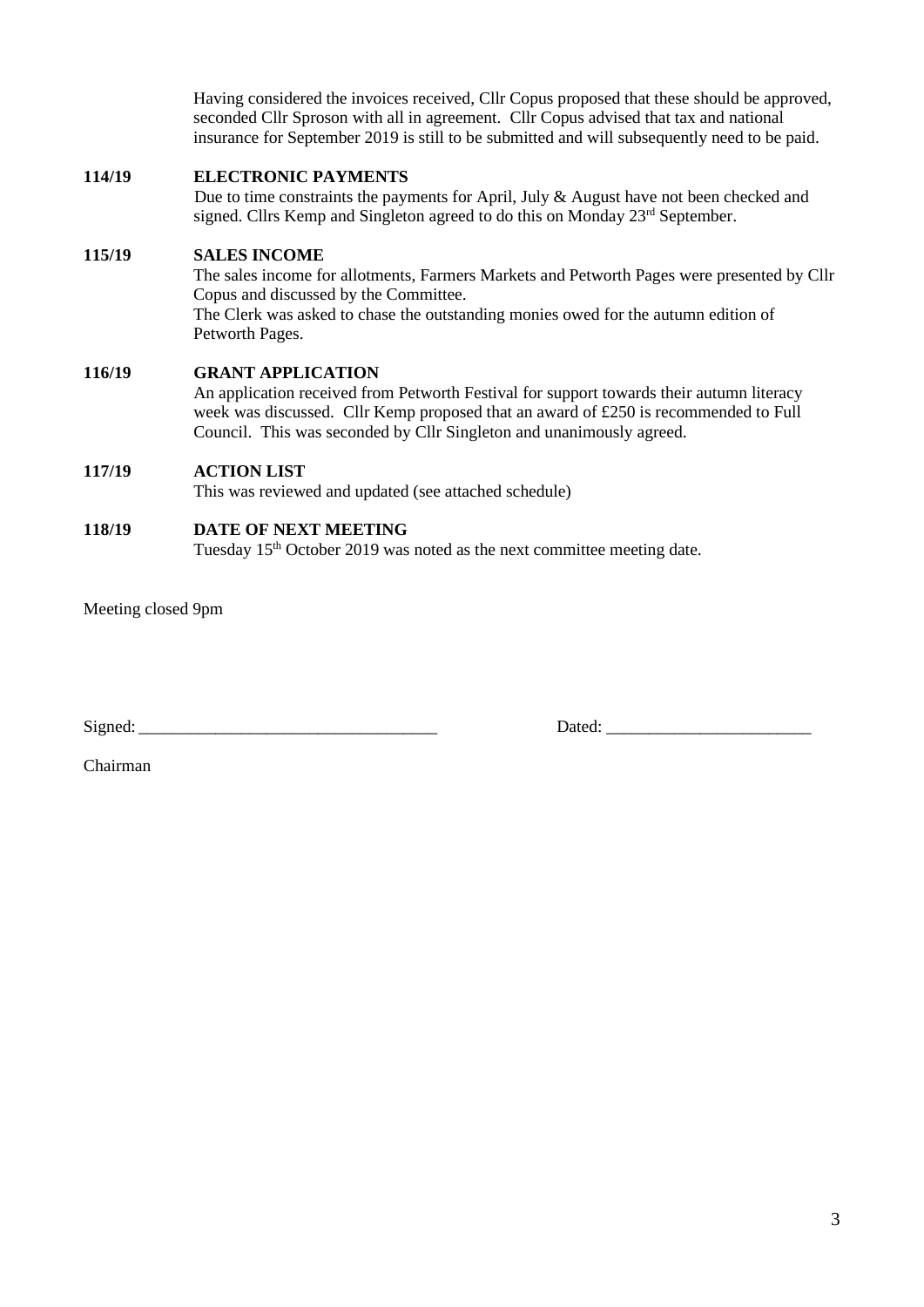Having considered the invoices received, Cllr Copus proposed that these should be approved, seconded Cllr Sproson with all in agreement. Cllr Copus advised that tax and national insurance for September 2019 is still to be submitted and will subsequently need to be paid.

**114/19 ELECTRONIC PAYMENTS**

Due to time constraints the payments for April, July & August have not been checked and signed. Cllrs Kemp and Singleton agreed to do this on Monday 23rd September.

**115/19 SALES INCOME**

The sales income for allotments, Farmers Markets and Petworth Pages were presented by Cllr Copus and discussed by the Committee.
The Clerk was asked to chase the outstanding monies owed for the autumn edition of Petworth Pages.

**116/19 GRANT APPLICATION**

An application received from Petworth Festival for support towards their autumn literacy week was discussed. Cllr Kemp proposed that an award of £250 is recommended to Full Council. This was seconded by Cllr Singleton and unanimously agreed.

**117/19 ACTION LIST**

This was reviewed and updated (see attached schedule)

**118/19 DATE OF NEXT MEETING**

Tuesday 15th October 2019 was noted as the next committee meeting date.

Meeting closed 9pm

Signed: ___________________________________ Dated: ________________________

Chairman